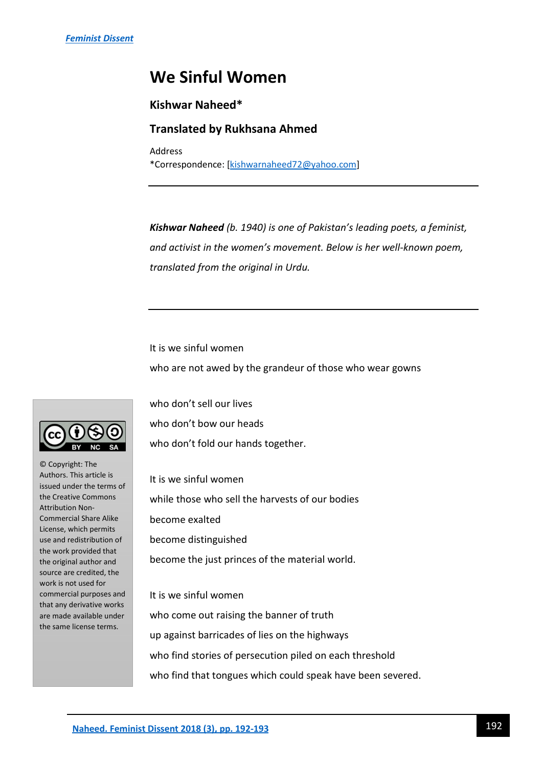# We Sinful Women

**Kishwar Naheed***

**Translated by Rukhsana Ahmed**

Address
*Correspondence: [kishwarnaheed72@yahoo.com]

---

***Kishwar Naheed** (b. 1940) is one of Pakistan's leading poets, a feminist, and activist in the women's movement. Below is her well-known poem, translated from the original in Urdu.*

---

It is we sinful women
who are not awed by the grandeur of those who wear gowns

who don't sell our lives
who don't bow our heads
who don't fold our hands together.

It is we sinful women
while those who sell the harvests of our bodies
become exalted
become distinguished
become the just princes of the material world.

It is we sinful women
who come out raising the banner of truth
up against barricades of lies on the highways
who find stories of persecution piled on each threshold
who find that tongues which could speak have been severed.

© Copyright: The Authors. This article is issued under the terms of the Creative Commons Attribution Non-Commercial Share Alike License, which permits use and redistribution of the work provided that the original author and source are credited, the work is not used for commercial purposes and that any derivative works are made available under the same license terms.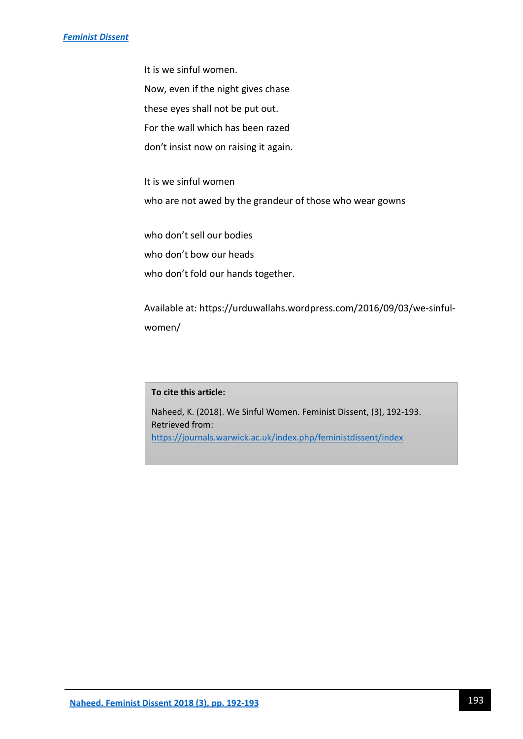It is we sinful women.

Now, even if the night gives chase

these eyes shall not be put out.

For the wall which has been razed

don't insist now on raising it again.

It is we sinful women

who are not awed by the grandeur of those who wear gowns

who don't sell our bodies

who don't bow our heads

who don't fold our hands together.

Available at: https://urduwallahs.wordpress.com/2016/09/03/we-sinful-women/

**To cite this article:**

Naheed, K. (2018). We Sinful Women. Feminist Dissent, (3), 192-193. Retrieved from: https://journals.warwick.ac.uk/index.php/feministdissent/index